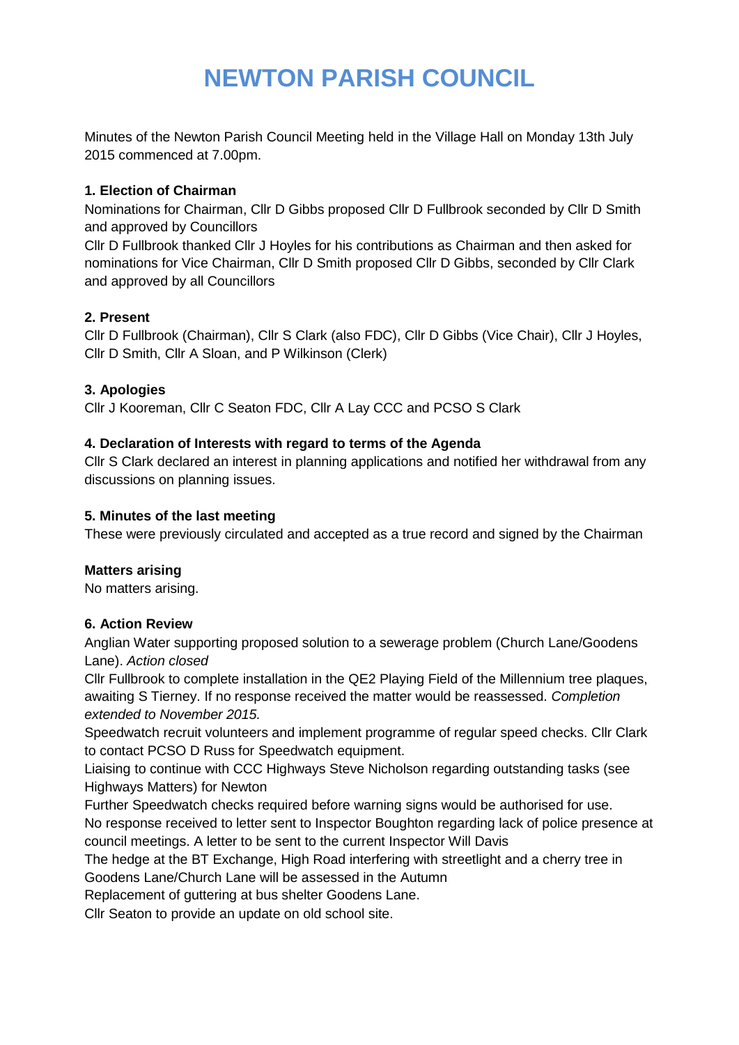# NEWTON PARISH COUNCIL

Minutes of the Newton Parish Council Meeting held in the Village Hall on Monday 13th July 2015 commenced at 7.00pm.

**1. Election of Chairman**

Nominations for Chairman, Cllr D Gibbs proposed Cllr D Fullbrook seconded by Cllr D Smith and approved by Councillors

Cllr D Fullbrook thanked Cllr J Hoyles for his contributions as Chairman and then asked for nominations for Vice Chairman, Cllr D Smith proposed Cllr D Gibbs, seconded by Cllr Clark and approved by all Councillors

**2. Present**

Cllr D Fullbrook (Chairman), Cllr S Clark (also FDC), Cllr D Gibbs (Vice Chair), Cllr J Hoyles, Cllr D Smith, Cllr A Sloan, and P Wilkinson (Clerk)

**3. Apologies**

Cllr J Kooreman, Cllr C Seaton FDC, Cllr A Lay CCC and PCSO S Clark

**4. Declaration of Interests with regard to terms of the Agenda**

Cllr S Clark declared an interest in planning applications and notified her withdrawal from any discussions on planning issues.

**5. Minutes of the last meeting**

These were previously circulated and accepted as a true record and signed by the Chairman

**Matters arising**

No matters arising.

**6. Action Review**

Anglian Water supporting proposed solution to a sewerage problem (Church Lane/Goodens Lane). *Action closed*

Cllr Fullbrook to complete installation in the QE2 Playing Field of the Millennium tree plaques, awaiting S Tierney. If no response received the matter would be reassessed. *Completion extended to November 2015.*

Speedwatch recruit volunteers and implement programme of regular speed checks. Cllr Clark to contact PCSO D Russ for Speedwatch equipment.

Liaising to continue with CCC Highways Steve Nicholson regarding outstanding tasks (see Highways Matters) for Newton

Further Speedwatch checks required before warning signs would be authorised for use.

No response received to letter sent to Inspector Boughton regarding lack of police presence at council meetings. A letter to be sent to the current Inspector Will Davis

The hedge at the BT Exchange, High Road interfering with streetlight and a cherry tree in Goodens Lane/Church Lane will be assessed in the Autumn

Replacement of guttering at bus shelter Goodens Lane.

Cllr Seaton to provide an update on old school site.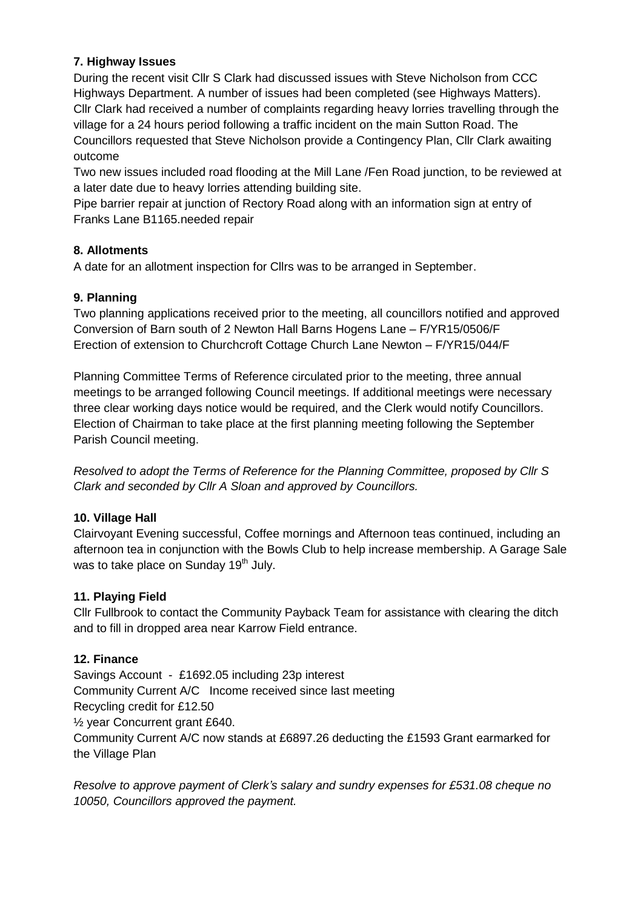### 7. Highway Issues

During the recent visit Cllr S Clark had discussed issues with Steve Nicholson from CCC Highways Department. A number of issues had been completed (see Highways Matters). Cllr Clark had received a number of complaints regarding heavy lorries travelling through the village for a 24 hours period following a traffic incident on the main Sutton Road. The Councillors requested that Steve Nicholson provide a Contingency Plan, Cllr Clark awaiting outcome

Two new issues included road flooding at the Mill Lane /Fen Road junction, to be reviewed at a later date due to heavy lorries attending building site.

Pipe barrier repair at junction of Rectory Road along with an information sign at entry of Franks Lane B1165.needed repair

### 8. Allotments

A date for an allotment inspection for Cllrs was to be arranged in September.

### 9. Planning

Two planning applications received prior to the meeting, all councillors notified and approved
Conversion of Barn south of 2 Newton Hall Barns Hogens Lane – F/YR15/0506/F
Erection of extension to Churchcroft Cottage Church Lane Newton – F/YR15/044/F

Planning Committee Terms of Reference circulated prior to the meeting, three annual meetings to be arranged following Council meetings. If additional meetings were necessary three clear working days notice would be required, and the Clerk would notify Councillors. Election of Chairman to take place at the first planning meeting following the September Parish Council meeting.

*Resolved to adopt the Terms of Reference for the Planning Committee, proposed by Cllr S Clark and seconded by Cllr A Sloan and approved by Councillors.*

### 10. Village Hall

Clairvoyant Evening successful, Coffee mornings and Afternoon teas continued, including an afternoon tea in conjunction with the Bowls Club to help increase membership. A Garage Sale was to take place on Sunday 19th July.

### 11. Playing Field

Cllr Fullbrook to contact the Community Payback Team for assistance with clearing the ditch and to fill in dropped area near Karrow Field entrance.

### 12. Finance

Savings Account - £1692.05 including 23p interest
Community Current A/C Income received since last meeting
Recycling credit for £12.50
½ year Concurrent grant £640.
Community Current A/C now stands at £6897.26 deducting the £1593 Grant earmarked for the Village Plan

*Resolve to approve payment of Clerk's salary and sundry expenses for £531.08 cheque no 10050, Councillors approved the payment.*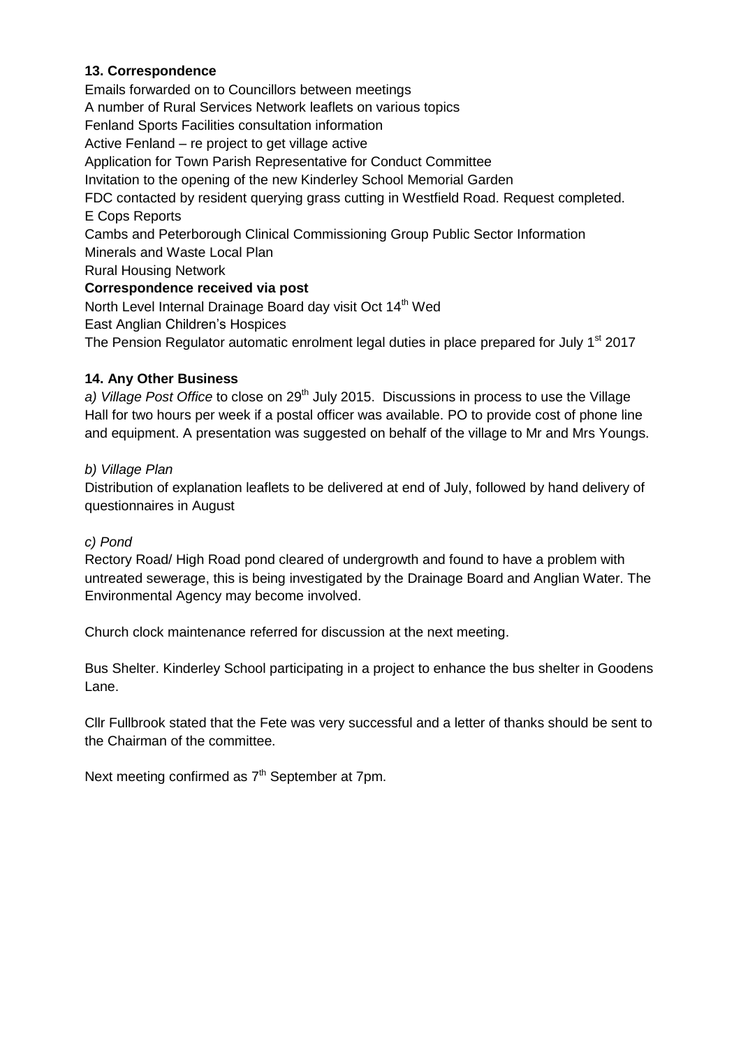### 13. Correspondence

Emails forwarded on to Councillors between meetings
A number of Rural Services Network leaflets on various topics
Fenland Sports Facilities consultation information
Active Fenland – re project to get village active
Application for Town Parish Representative for Conduct Committee
Invitation to the opening of the new Kinderley School Memorial Garden
FDC contacted by resident querying grass cutting in Westfield Road. Request completed.
E Cops Reports
Cambs and Peterborough Clinical Commissioning Group Public Sector Information
Minerals and Waste Local Plan
Rural Housing Network

**Correspondence received via post**

North Level Internal Drainage Board day visit Oct 14th Wed
East Anglian Children's Hospices
The Pension Regulator automatic enrolment legal duties in place prepared for July 1st 2017

### 14. Any Other Business

*a) Village Post Office* to close on 29th July 2015. Discussions in process to use the Village Hall for two hours per week if a postal officer was available. PO to provide cost of phone line and equipment. A presentation was suggested on behalf of the village to Mr and Mrs Youngs.

*b) Village Plan*

Distribution of explanation leaflets to be delivered at end of July, followed by hand delivery of questionnaires in August

*c) Pond*

Rectory Road/ High Road pond cleared of undergrowth and found to have a problem with untreated sewerage, this is being investigated by the Drainage Board and Anglian Water. The Environmental Agency may become involved.

Church clock maintenance referred for discussion at the next meeting.

Bus Shelter. Kinderley School participating in a project to enhance the bus shelter in Goodens Lane.

Cllr Fullbrook stated that the Fete was very successful and a letter of thanks should be sent to the Chairman of the committee.

Next meeting confirmed as 7th September at 7pm.